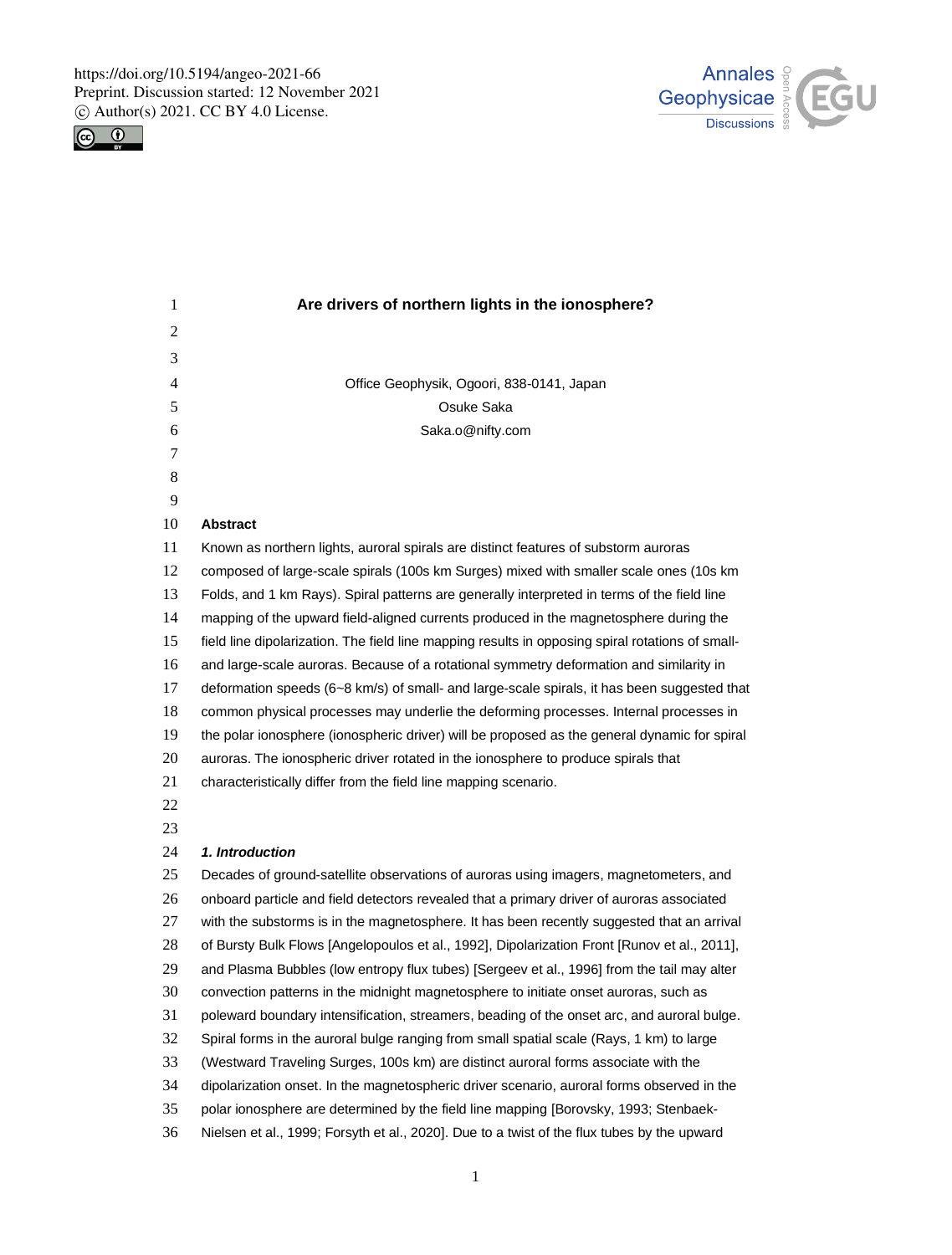# Are drivers of northern lights in the ionosphere?

Office Geophysik, Ogoori, 838-0141, Japan

Osuke Saka

Saka.o@nifty.com

## Abstract

Known as northern lights, auroral spirals are distinct features of substorm auroras composed of large-scale spirals (100s km Surges) mixed with smaller scale ones (10s km Folds, and 1 km Rays). Spiral patterns are generally interpreted in terms of the field line mapping of the upward field-aligned currents produced in the magnetosphere during the field line dipolarization. The field line mapping results in opposing spiral rotations of small- and large-scale auroras. Because of a rotational symmetry deformation and similarity in deformation speeds (6~8 km/s) of small- and large-scale spirals, it has been suggested that common physical processes may underlie the deforming processes. Internal processes in the polar ionosphere (ionospheric driver) will be proposed as the general dynamic for spiral auroras. The ionospheric driver rotated in the ionosphere to produce spirals that characteristically differ from the field line mapping scenario.

## *1. Introduction*

Decades of ground-satellite observations of auroras using imagers, magnetometers, and onboard particle and field detectors revealed that a primary driver of auroras associated with the substorms is in the magnetosphere. It has been recently suggested that an arrival of Bursty Bulk Flows [Angelopoulos et al., 1992], Dipolarization Front [Runov et al, 2011], and Plasma Bubbles (low entropy flux tubes) [Sergeev et al., 1996] from the tail may alter convection patterns in the midnight magnetosphere to initiate onset auroras, such as poleward boundary intensification, streamers, beading of the onset arc, and auroral bulge. Spiral forms in the auroral bulge ranging from small spatial scale (Rays, 1 km) to large (Westward Traveling Surges, 100s km) are distinct auroral forms associate with the dipolarization onset. In the magnetospheric driver scenario, auroral forms observed in the polar ionosphere are determined by the field line mapping [Borovsky, 1993; Stenbaek-Nielsen et al., 1999; Forsyth et al., 2020]. Due to a twist of the flux tubes by the upward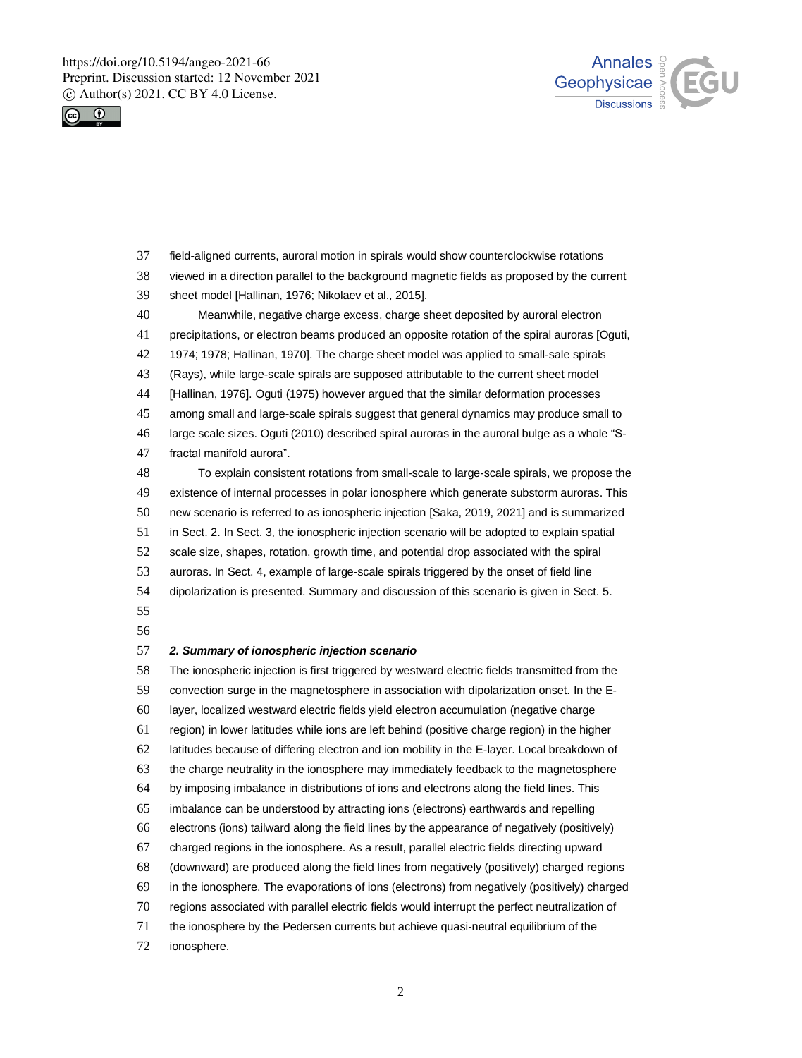field-aligned currents, auroral motion in spirals would show counterclockwise rotations viewed in a direction parallel to the background magnetic fields as proposed by the current sheet model [Hallinan, 1976; Nikolaev et al., 2015].

Meanwhile, negative charge excess, charge sheet deposited by auroral electron precipitations, or electron beams produced an opposite rotation of the spiral auroras [Oguti, 1974; 1978; Hallinan, 1970]. The charge sheet model was applied to small-sale spirals (Rays), while large-scale spirals are supposed attributable to the current sheet model [Hallinan, 1976]. Oguti (1975) however argued that the similar deformation processes among small and large-scale spirals suggest that general dynamics may produce small to large scale sizes. Oguti (2010) described spiral auroras in the auroral bulge as a whole "S-fractal manifold aurora".

To explain consistent rotations from small-scale to large-scale spirals, we propose the existence of internal processes in polar ionosphere which generate substorm auroras. This new scenario is referred to as ionospheric injection [Saka, 2019, 2021] and is summarized in Sect. 2. In Sect. 3, the ionospheric injection scenario will be adopted to explain spatial scale size, shapes, rotation, growth time, and potential drop associated with the spiral auroras. In Sect. 4, example of large-scale spirals triggered by the onset of field line dipolarization is presented. Summary and discussion of this scenario is given in Sect. 5.

## ***2. Summary of ionospheric injection scenario***

The ionospheric injection is first triggered by westward electric fields transmitted from the convection surge in the magnetosphere in association with dipolarization onset. In the E-layer, localized westward electric fields yield electron accumulation (negative charge region) in lower latitudes while ions are left behind (positive charge region) in the higher latitudes because of differing electron and ion mobility in the E-layer. Local breakdown of the charge neutrality in the ionosphere may immediately feedback to the magnetosphere by imposing imbalance in distributions of ions and electrons along the field lines. This imbalance can be understood by attracting ions (electrons) earthwards and repelling electrons (ions) tailward along the field lines by the appearance of negatively (positively) charged regions in the ionosphere. As a result, parallel electric fields directing upward (downward) are produced along the field lines from negatively (positively) charged regions in the ionosphere. The evaporations of ions (electrons) from negatively (positively) charged regions associated with parallel electric fields would interrupt the perfect neutralization of the ionosphere by the Pedersen currents but achieve quasi-neutral equilibrium of the ionosphere.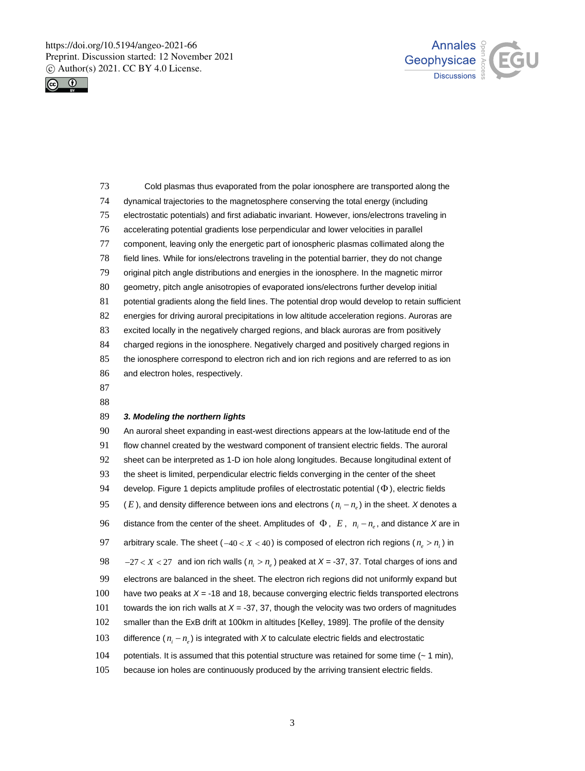Cold plasmas thus evaporated from the polar ionosphere are transported along the dynamical trajectories to the magnetosphere conserving the total energy (including electrostatic potentials) and first adiabatic invariant. However, ions/electrons traveling in accelerating potential gradients lose perpendicular and lower velocities in parallel component, leaving only the energetic part of ionospheric plasmas collimated along the field lines. While for ions/electrons traveling in the potential barrier, they do not change original pitch angle distributions and energies in the ionosphere. In the magnetic mirror geometry, pitch angle anisotropies of evaporated ions/electrons further develop initial potential gradients along the field lines. The potential drop would develop to retain sufficient energies for driving auroral precipitations in low altitude acceleration regions. Auroras are excited locally in the negatively charged regions, and black auroras are from positively charged regions in the ionosphere. Negatively charged and positively charged regions in the ionosphere correspond to electron rich and ion rich regions and are referred to as ion and electron holes, respectively.

### *3. Modeling the northern lights*

An auroral sheet expanding in east-west directions appears at the low-latitude end of the flow channel created by the westward component of transient electric fields. The auroral sheet can be interpreted as 1-D ion hole along longitudes. Because longitudinal extent of the sheet is limited, perpendicular electric fields converging in the center of the sheet develop. Figure 1 depicts amplitude profiles of electrostatic potential ($\Phi$), electric fields ($E$), and density difference between ions and electrons ($n_i - n_e$) in the sheet. *X* denotes a distance from the center of the sheet. Amplitudes of $\Phi$, $E$, $n_i - n_e$, and distance *X* are in arbitrary scale. The sheet ($-40 < X < 40$) is composed of electron rich regions ($n_e > n_i$) in $-27 < X < 27$ and ion rich walls ($n_i > n_e$) peaked at *X* = -37, 37. Total charges of ions and electrons are balanced in the sheet. The electron rich regions did not uniformly expand but have two peaks at *X* = -18 and 18, because converging electric fields transported electrons towards the ion rich walls at *X* = -37, 37, though the velocity was two orders of magnitudes smaller than the ExB drift at 100km in altitudes [Kelley, 1989]. The profile of the density difference ($n_i - n_e$) is integrated with *X* to calculate electric fields and electrostatic potentials. It is assumed that this potential structure was retained for some time (~ 1 min), because ion holes are continuously produced by the arriving transient electric fields.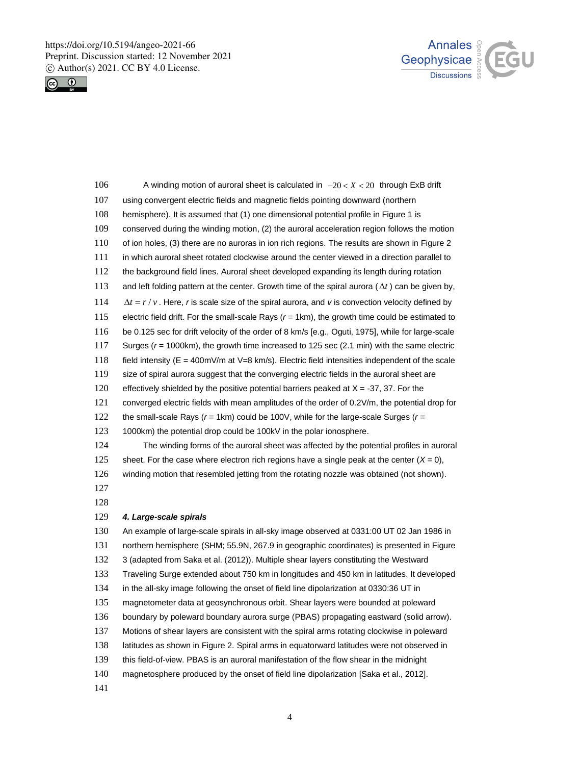A winding motion of auroral sheet is calculated in $-20 < X < 20$ through ExB drift using convergent electric fields and magnetic fields pointing downward (northern hemisphere). It is assumed that (1) one dimensional potential profile in Figure 1 is conserved during the winding motion, (2) the auroral acceleration region follows the motion of ion holes, (3) there are no auroras in ion rich regions. The results are shown in Figure 2 in which auroral sheet rotated clockwise around the center viewed in a direction parallel to the background field lines. Auroral sheet developed expanding its length during rotation and left folding pattern at the center. Growth time of the spiral aurora ($\Delta t$) can be given by, $\Delta t = r / v$. Here, $r$ is scale size of the spiral aurora, and $v$ is convection velocity defined by electric field drift. For the small-scale Rays ($r$ = 1km), the growth time could be estimated to be 0.125 sec for drift velocity of the order of 8 km/s [e.g., Oguti, 1975], while for large-scale Surges ($r$ = 1000km), the growth time increased to 125 sec (2.1 min) with the same electric field intensity (E = 400mV/m at V=8 km/s). Electric field intensities independent of the scale size of spiral aurora suggest that the converging electric fields in the auroral sheet are effectively shielded by the positive potential barriers peaked at X = -37, 37. For the converged electric fields with mean amplitudes of the order of 0.2V/m, the potential drop for the small-scale Rays ($r$ = 1km) could be 100V, while for the large-scale Surges ($r$ = 1000km) the potential drop could be 100kV in the polar ionosphere.

The winding forms of the auroral sheet was affected by the potential profiles in auroral sheet. For the case where electron rich regions have a single peak at the center ($X$ = 0), winding motion that resembled jetting from the rotating nozzle was obtained (not shown).

### ***4. Large-scale spirals***

An example of large-scale spirals in all-sky image observed at 0331:00 UT 02 Jan 1986 in northern hemisphere (SHM; 55.9N, 267.9 in geographic coordinates) is presented in Figure 3 (adapted from Saka et al. (2012)). Multiple shear layers constituting the Westward Traveling Surge extended about 750 km in longitudes and 450 km in latitudes. It developed in the all-sky image following the onset of field line dipolarization at 0330:36 UT in magnetometer data at geosynchronous orbit. Shear layers were bounded at poleward boundary by poleward boundary aurora surge (PBAS) propagating eastward (solid arrow). Motions of shear layers are consistent with the spiral arms rotating clockwise in poleward latitudes as shown in Figure 2. Spiral arms in equatorward latitudes were not observed in this field-of-view. PBAS is an auroral manifestation of the flow shear in the midnight magnetosphere produced by the onset of field line dipolarization [Saka et al., 2012].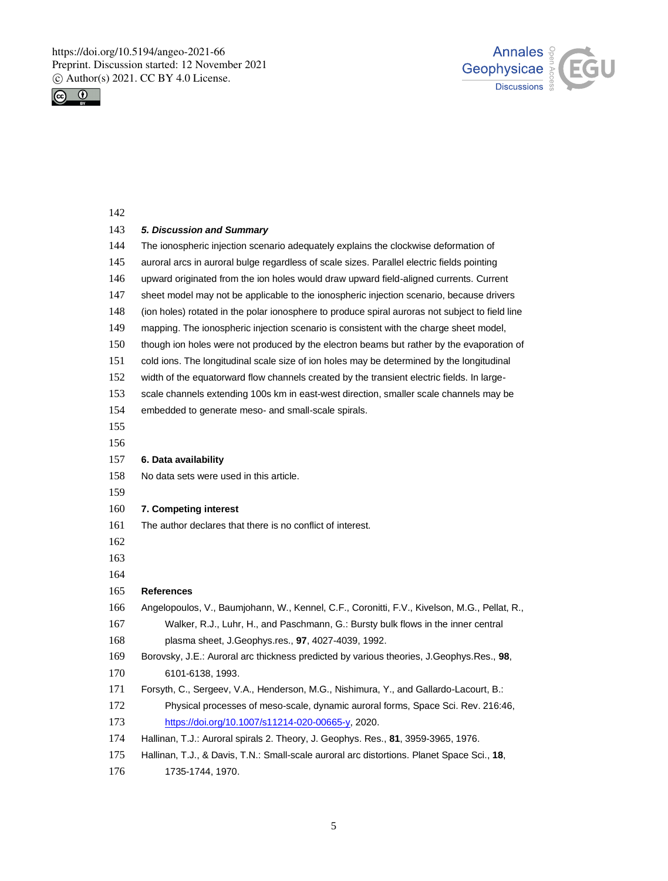## *5. Discussion and Summary*

The ionospheric injection scenario adequately explains the clockwise deformation of auroral arcs in auroral bulge regardless of scale sizes. Parallel electric fields pointing upward originated from the ion holes would draw upward field-aligned currents. Current sheet model may not be applicable to the ionospheric injection scenario, because drivers (ion holes) rotated in the polar ionosphere to produce spiral auroras not subject to field line mapping. The ionospheric injection scenario is consistent with the charge sheet model, though ion holes were not produced by the electron beams but rather by the evaporation of cold ions. The longitudinal scale size of ion holes may be determined by the longitudinal width of the equatorward flow channels created by the transient electric fields. In large-scale channels extending 100s km in east-west direction, smaller scale channels may be embedded to generate meso- and small-scale spirals.

## 6. Data availability

No data sets were used in this article.

## 7. Competing interest

The author declares that there is no conflict of interest.

## References

Angelopoulos, V., Baumjohann, W., Kennel, C.F., Coronitti, F.V., Kivelson, M.G., Pellat, R., Walker, R.J., Luhr, H., and Paschmann, G.: Bursty bulk flows in the inner central plasma sheet, J.Geophys.res., **97**, 4027-4039, 1992.

Borovsky, J.E.: Auroral arc thickness predicted by various theories, J.Geophys.Res., **98**, 6101-6138, 1993.

Forsyth, C., Sergeev, V.A., Henderson, M.G., Nishimura, Y., and Gallardo-Lacourt, B.: Physical processes of meso-scale, dynamic auroral forms, Space Sci. Rev. 216:46, https://doi.org/10.1007/s11214-020-00665-y, 2020.

Hallinan, T.J.: Auroral spirals 2. Theory, J. Geophys. Res., **81**, 3959-3965, 1976.

Hallinan, T.J., & Davis, T.N.: Small-scale auroral arc distortions. Planet Space Sci., **18**, 1735-1744, 1970.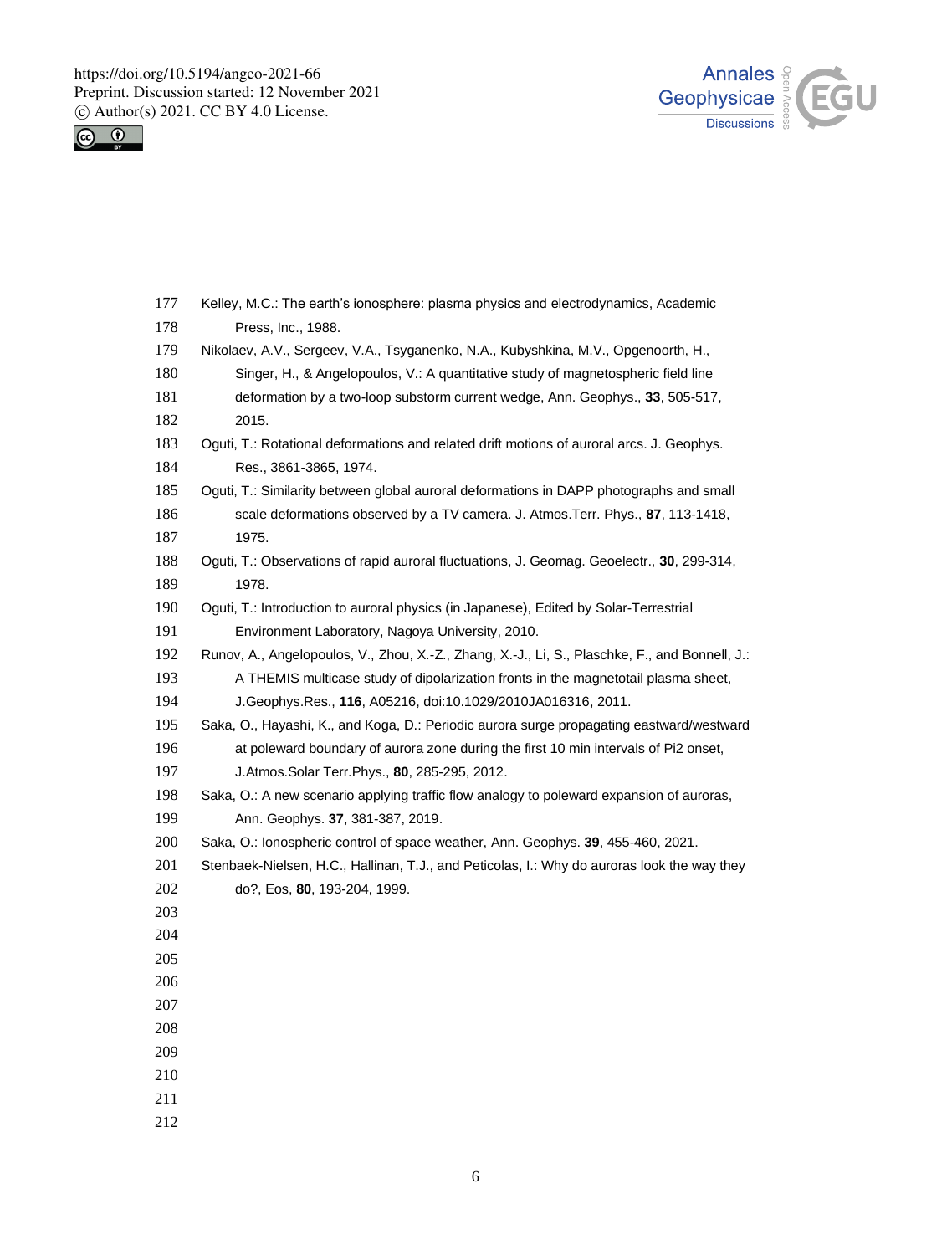Kelley, M.C.: The earth's ionosphere: plasma physics and electrodynamics, Academic Press, Inc., 1988.

Nikolaev, A.V., Sergeev, V.A., Tsyganenko, N.A., Kubyshkina, M.V., Opgenoorth, H., Singer, H., & Angelopoulos, V.: A quantitative study of magnetospheric field line deformation by a two-loop substorm current wedge, Ann. Geophys., **33**, 505-517, 2015.

Oguti, T.: Rotational deformations and related drift motions of auroral arcs. J. Geophys. Res., 3861-3865, 1974.

Oguti, T.: Similarity between global auroral deformations in DAPP photographs and small scale deformations observed by a TV camera. J. Atmos.Terr. Phys., **87**, 113-1418, 1975.

Oguti, T.: Observations of rapid auroral fluctuations, J. Geomag. Geoelectr., **30**, 299-314, 1978.

Oguti, T.: Introduction to auroral physics (in Japanese), Edited by Solar-Terrestrial Environment Laboratory, Nagoya University, 2010.

Runov, A., Angelopoulos, V., Zhou, X.-Z., Zhang, X.-J., Li, S., Plaschke, F., and Bonnell, J.: A THEMIS multicase study of dipolarization fronts in the magnetotail plasma sheet, J.Geophys.Res., **116**, A05216, doi:10.1029/2010JA016316, 2011.

Saka, O., Hayashi, K., and Koga, D.: Periodic aurora surge propagating eastward/westward at poleward boundary of aurora zone during the first 10 min intervals of Pi2 onset, J.Atmos.Solar Terr.Phys., **80**, 285-295, 2012.

Saka, O.: A new scenario applying traffic flow analogy to poleward expansion of auroras, Ann. Geophys. **37**, 381-387, 2019.

Saka, O.: Ionospheric control of space weather, Ann. Geophys. **39**, 455-460, 2021.

Stenbaek-Nielsen, H.C., Hallinan, T.J., and Peticolas, I.: Why do auroras look the way they do?, Eos, **80**, 193-204, 1999.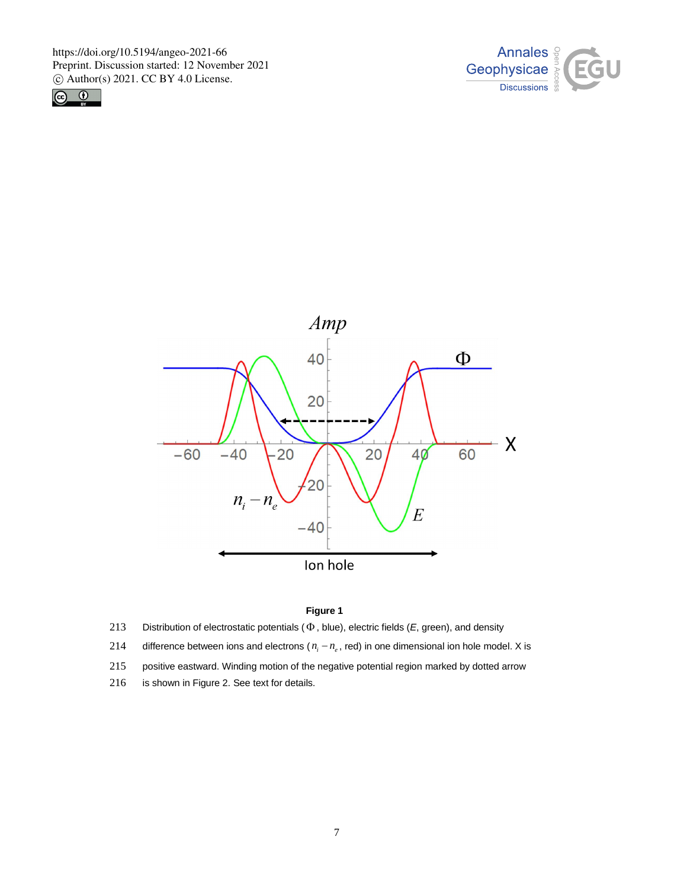**Figure 1**

213 Distribution of electrostatic potentials ($\Phi$, blue), electric fields ($E$, green), and density

214 difference between ions and electrons ($n_i - n_e$, red) in one dimensional ion hole model. X is

215 positive eastward. Winding motion of the negative potential region marked by dotted arrow

216 is shown in Figure 2. See text for details.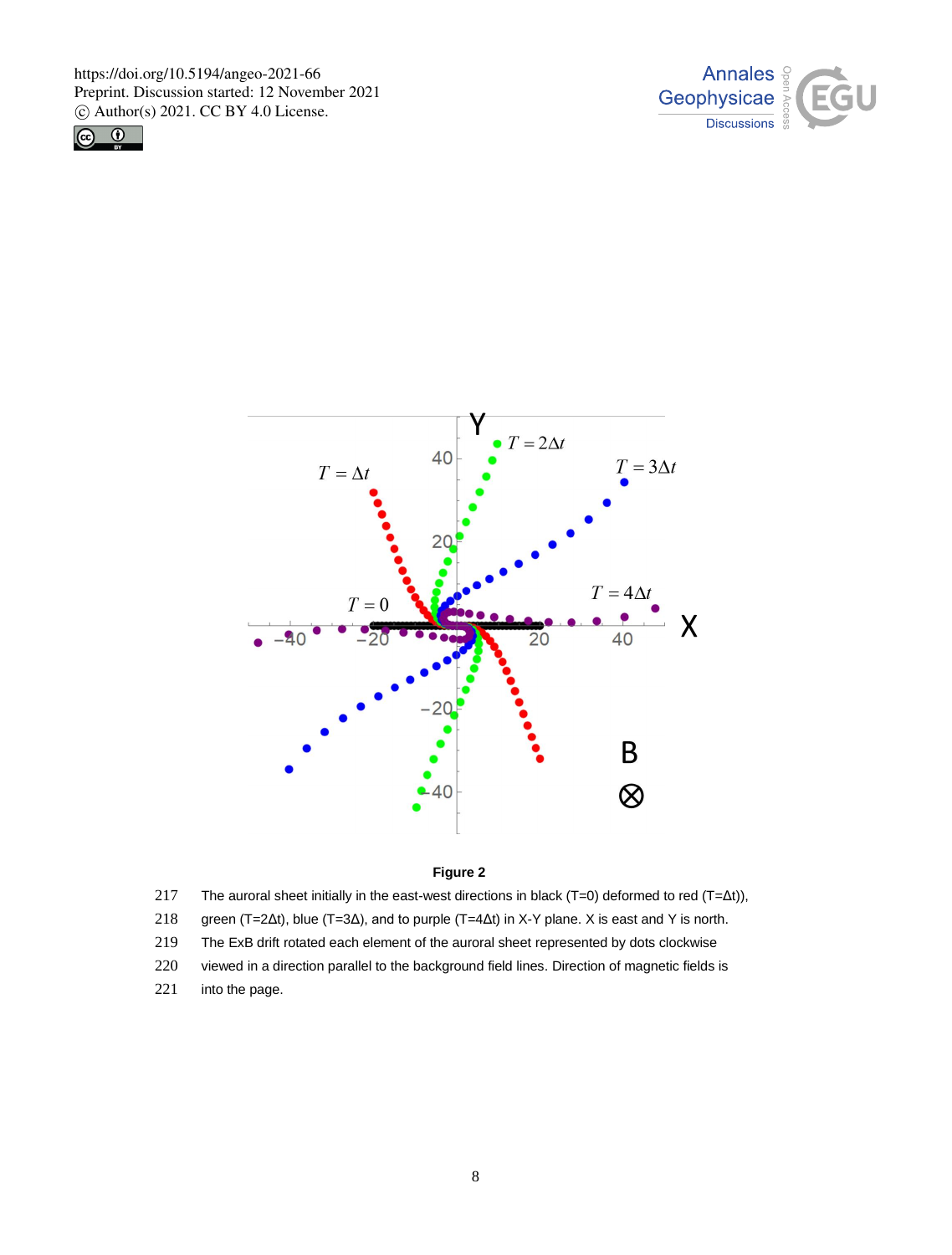**Figure 2**

217 The auroral sheet initially in the east-west directions in black (T=0) deformed to red (T=Δt)),
218 green (T=2Δt), blue (T=3Δ), and to purple (T=4Δt) in X-Y plane. X is east and Y is north.
219 The ExB drift rotated each element of the auroral sheet represented by dots clockwise
220 viewed in a direction parallel to the background field lines. Direction of magnetic fields is
221 into the page.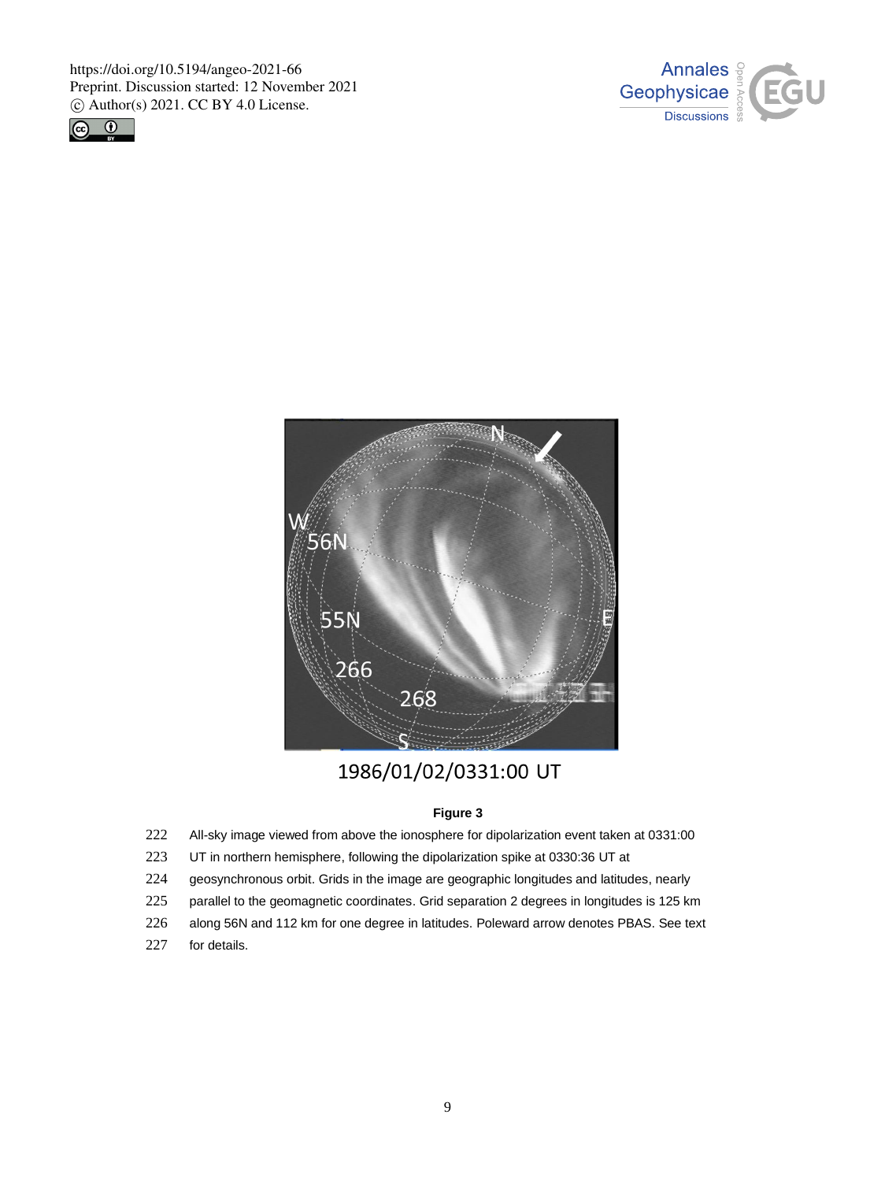N

W

56N

55N

266

268

S

E

1986/01/02/0331:00 UT

**Figure 3**

All-sky image viewed from above the ionosphere for dipolarization event taken at 0331:00 UT in northern hemisphere, following the dipolarization spike at 0330:36 UT at geosynchronous orbit. Grids in the image are geographic longitudes and latitudes, nearly parallel to the geomagnetic coordinates. Grid separation 2 degrees in longitudes is 125 km along 56N and 112 km for one degree in latitudes. Poleward arrow denotes PBAS. See text for details.